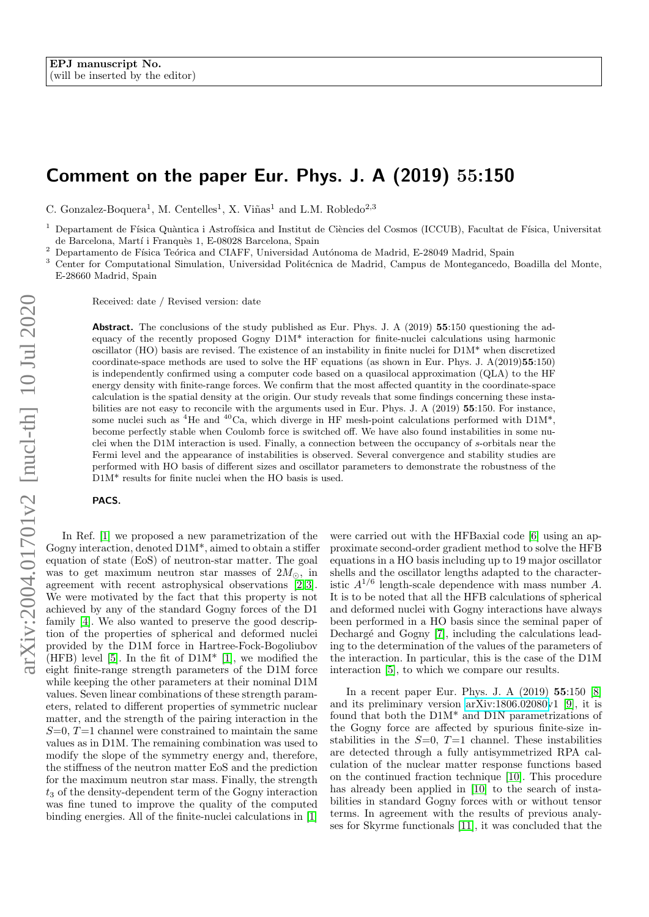EPJ manuscript No.
(will be inserted by the editor)

# Comment on the paper Eur. Phys. J. A (2019) 55:150

C. Gonzalez-Boquera[1], M. Centelles[1], X. Viñas[1] and L.M. Robledo[2,3]

[1] Departament de Física Quàntica i Astrofísica and Institut de Ciències del Cosmos (ICCUB), Facultat de Física, Universitat de Barcelona, Martí i Franquès 1, E-08028 Barcelona, Spain

[2] Departamento de Física Teórica and CIAFF, Universidad Autónoma de Madrid, E-28049 Madrid, Spain

[3] Center for Computational Simulation, Universidad Politécnica de Madrid, Campus de Montegancedo, Boadilla del Monte, E-28660 Madrid, Spain

Received: date / Revised version: date

**Abstract.** The conclusions of the study published as Eur. Phys. J. A (2019) **55**:150 questioning the adequacy of the recently proposed Gogny D1M* interaction for finite-nuclei calculations using harmonic oscillator (HO) basis are revised. The existence of an instability in finite nuclei for D1M* when discretized coordinate-space methods are used to solve the HF equations (as shown in Eur. Phys. J. A(2019)**55**:150) is independently confirmed using a computer code based on a quasilocal approximation (QLA) to the HF energy density with finite-range forces. We confirm that the most affected quantity in the coordinate-space calculation is the spatial density at the origin. Our study reveals that some findings concerning these instabilities are not easy to reconcile with the arguments used in Eur. Phys. J. A (2019) **55**:150. For instance, some nuclei such as $^4$He and $^{40}$Ca, which diverge in HF mesh-point calculations performed with D1M*, become perfectly stable when Coulomb force is switched off. We have also found instabilities in some nuclei when the D1M interaction is used. Finally, a connection between the occupancy of $s$-orbitals near the Fermi level and the appearance of instabilities is observed. Several convergence and stability studies are performed with HO basis of different sizes and oscillator parameters to demonstrate the robustness of the D1M* results for finite nuclei when the HO basis is used.

**PACS.**

In Ref. [1] we proposed a new parametrization of the Gogny interaction, denoted D1M*, aimed to obtain a stiffer equation of state (EoS) of neutron-star matter. The goal was to get maximum neutron star masses of $2M_\odot$, in agreement with recent astrophysical observations [2,3]. We were motivated by the fact that this property is not achieved by any of the standard Gogny forces of the D1 family [4]. We also wanted to preserve the good description of the properties of spherical and deformed nuclei provided by the D1M force in Hartree-Fock-Bogoliubov (HFB) level [5]. In the fit of D1M* [1], we modified the eight finite-range strength parameters of the D1M force while keeping the other parameters at their nominal D1M values. Seven linear combinations of these strength parameters, related to different properties of symmetric nuclear matter, and the strength of the pairing interaction in the $S$=0, $T$=1 channel were constrained to maintain the same values as in D1M. The remaining combination was used to modify the slope of the symmetry energy and, therefore, the stiffness of the neutron matter EoS and the prediction for the maximum neutron star mass. Finally, the strength $t_3$ of the density-dependent term of the Gogny interaction was fine tuned to improve the quality of the computed binding energies. All of the finite-nuclei calculations in [1] were carried out with the HFBaxial code [6] using an approximate second-order gradient method to solve the HFB equations in a HO basis including up to 19 major oscillator shells and the oscillator lengths adapted to the characteristic $A^{1/6}$ length-scale dependence with mass number $A$. It is to be noted that all the HFB calculations of spherical and deformed nuclei with Gogny interactions have always been performed in a HO basis since the seminal paper of Dechargé and Gogny [7], including the calculations leading to the determination of the values of the parameters of the interaction. In particular, this is the case of the D1M interaction [5], to which we compare our results.

In a recent paper Eur. Phys. J. A (2019) **55**:150 [8] and its preliminary version arXiv:1806.02080v1 [9], it is found that both the D1M* and D1N parametrizations of the Gogny force are affected by spurious finite-size instabilities in the $S$=0, $T$=1 channel. These instabilities are detected through a fully antisymmetrized RPA calculation of the nuclear matter response functions based on the continued fraction technique [10]. This procedure has already been applied in [10] to the search of instabilities in standard Gogny forces with or without tensor terms. In agreement with the results of previous analyses for Skyrme functionals [11], it was concluded that the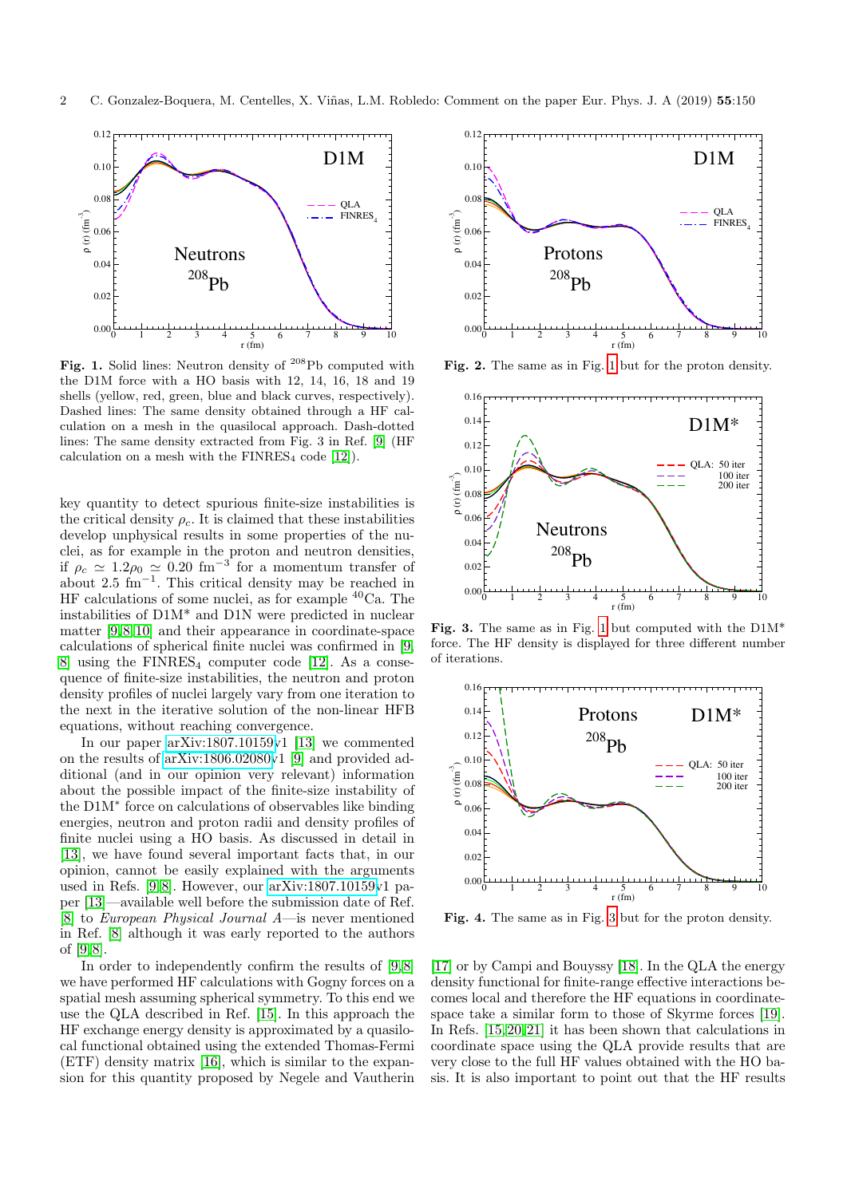**Fig. 1.** Solid lines: Neutron density of $^{208}$Pb computed with the D1M force with a HO basis with 12, 14, 16, 18 and 19 shells (yellow, red, green, blue and black curves, respectively). Dashed lines: The same density obtained through a HF calculation on a mesh in the quasilocal approach. Dash-dotted lines: The same density extracted from Fig. 3 in Ref. [9] (HF calculation on a mesh with the FINRES$_4$ code [12]).

**Fig. 2.** The same as in Fig. 1 but for the proton density.

**Fig. 3.** The same as in Fig. 1 but computed with the D1M* force. The HF density is displayed for three different number of iterations.

**Fig. 4.** The same as in Fig. 3 but for the proton density.

key quantity to detect spurious finite-size instabilities is the critical density $\rho_c$. It is claimed that these instabilities develop unphysical results in some properties of the nuclei, as for example in the proton and neutron densities, if $\rho_c \simeq 1.2\rho_0 \simeq 0.20$ fm$^{-3}$ for a momentum transfer of about 2.5 fm$^{-1}$. This critical density may be reached in HF calculations of some nuclei, as for example $^{40}$Ca. The instabilities of D1M* and D1N were predicted in nuclear matter [9,8,10] and their appearance in coordinate-space calculations of spherical finite nuclei was confirmed in [9, 8] using the FINRES$_4$ computer code [12]. As a consequence of finite-size instabilities, the neutron and proton density profiles of nuclei largely vary from one iteration to the next in the iterative solution of the non-linear HFB equations, without reaching convergence.

In our paper arXiv:1807.10159v1 [13] we commented on the results of arXiv:1806.02080v1 [9] and provided additional (and in our opinion very relevant) information about the possible impact of the finite-size instability of the D1M* force on calculations of observables like binding energies, neutron and proton radii and density profiles of finite nuclei using a HO basis. As discussed in detail in [13], we have found several important facts that, in our opinion, cannot be easily explained with the arguments used in Refs. [9,8]. However, our arXiv:1807.10159v1 paper [13]—available well before the submission date of Ref. [8] to *European Physical Journal A*—is never mentioned in Ref. [8] although it was early reported to the authors of [9,8].

In order to independently confirm the results of [9,8] we have performed HF calculations with Gogny forces on a spatial mesh assuming spherical symmetry. To this end we use the QLA described in Ref. [15]. In this approach the HF exchange energy density is approximated by a quasilocal functional obtained using the extended Thomas-Fermi (ETF) density matrix [16], which is similar to the expansion for this quantity proposed by Negele and Vautherin [17] or by Campi and Bouyssy [18]. In the QLA the energy density functional for finite-range effective interactions becomes local and therefore the HF equations in coordinate-space take a similar form to those of Skyrme forces [19]. In Refs. [15,20,21] it has been shown that calculations in coordinate space using the QLA provide results that are very close to the full HF values obtained with the HO basis. It is also important to point out that the HF results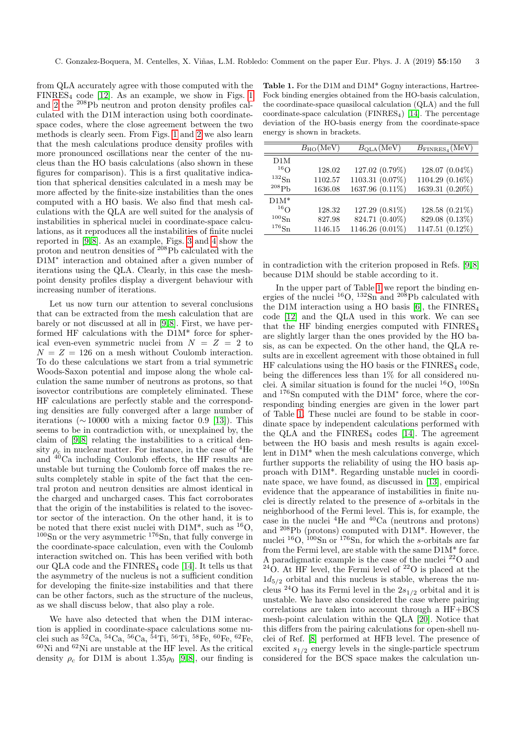from QLA accurately agree with those computed with the FINRES$_4$ code [12]. As an example, we show in Figs. 1 and 2 the $^{208}$Pb neutron and proton density profiles calculated with the D1M interaction using both coordinate-space codes, where the close agreement between the two methods is clearly seen. From Figs. 1 and 2 we also learn that the mesh calculations produce density profiles with more pronounced oscillations near the center of the nucleus than the HO basis calculations (also shown in these figures for comparison). This is a first qualitative indication that spherical densities calculated in a mesh may be more affected by the finite-size instabilities than the ones computed with a HO basis. We also find that mesh calculations with the QLA are well suited for the analysis of instabilities in spherical nuclei in coordinate-space calculations, as it reproduces all the instabilities of finite nuclei reported in [9,8]. As an example, Figs. 3 and 4 show the proton and neutron densities of $^{208}$Pb calculated with the D1M$^*$ interaction and obtained after a given number of iterations using the QLA. Clearly, in this case the mesh-point density profiles display a divergent behaviour with increasing number of iterations.

Let us now turn our attention to several conclusions that can be extracted from the mesh calculation that are barely or not discussed at all in [9,8]. First, we have performed HF calculations with the D1M$^*$ force for spherical even-even symmetric nuclei from $N = Z = 2$ to $N = Z = 126$ on a mesh without Coulomb interaction. To do these calculations we start from a trial symmetric Woods-Saxon potential and impose along the whole calculation the same number of neutrons as protons, so that isovector contributions are completely eliminated. These HF calculations are perfectly stable and the corresponding densities are fully converged after a large number of iterations ($\sim$10000 with a mixing factor 0.9 [13]). This seems to be in contradiction with, or unexplained by, the claim of [9,8] relating the instabilities to a critical density $\rho_c$ in nuclear matter. For instance, in the case of $^4$He and $^{40}$Ca including Coulomb effects, the HF results are unstable but turning the Coulomb force off makes the results completely stable in spite of the fact that the central proton and neutron densities are almost identical in the charged and uncharged cases. This fact corroborates that the origin of the instabilities is related to the isovector sector of the interaction. On the other hand, it is to be noted that there exist nuclei with D1M$^*$, such as $^{16}$O, $^{100}$Sn or the very asymmetric $^{176}$Sn, that fully converge in the coordinate-space calculation, even with the Coulomb interaction switched on. This has been verified with both our QLA code and the FINRES$_4$ code [14]. It tells us that the asymmetry of the nucleus is not a sufficient condition for developing the finite-size instabilities and that there can be other factors, such as the structure of the nucleus, as we shall discuss below, that also play a role.

We have also detected that when the D1M interaction is applied in coordinate-space calculations some nuclei such as $^{52}$Ca, $^{54}$Ca, $^{56}$Ca, $^{54}$Ti, $^{56}$Ti, $^{58}$Fe, $^{60}$Fe, $^{62}$Fe, $^{60}$Ni and $^{62}$Ni are unstable at the HF level. As the critical density $\rho_c$ for D1M is about $1.35\rho_0$ [9,8], our finding is in contradiction with the criterion proposed in Refs. [9,8] because D1M should be stable according to it.

**Table 1.** For the D1M and D1M* Gogny interactions, Hartree-Fock binding energies obtained from the HO-basis calculation, the coordinate-space quasilocal calculation (QLA) and the full coordinate-space calculation (FINRES$_4$) [14]. The percentage deviation of the HO-basis energy from the coordinate-space energy is shown in brackets.

| | $B_{\rm HO}$(MeV) | $B_{\rm QLA}$(MeV) | $B_{\rm FINRES_4}$(MeV) |
|---|---|---|---|
| D1M | | | |
| $^{16}$O | 128.02 | 127.02 (0.79%) | 128.07 (0.04%) |
| $^{132}$Sn | 1102.57 | 1103.31 (0.07%) | 1104.29 (0.16%) |
| $^{208}$Pb | 1636.08 | 1637.96 (0.11%) | 1639.31 (0.20%) |
| D1M* | | | |
| $^{16}$O | 128.32 | 127.29 (0.81%) | 128.58 (0.21%) |
| $^{100}$Sn | 827.98 | 824.71 (0.40%) | 829.08 (0.13%) |
| $^{176}$Sn | 1146.15 | 1146.26 (0.01%) | 1147.51 (0.12%) |

In the upper part of Table 1 we report the binding energies of the nuclei $^{16}$O, $^{132}$Sn and $^{208}$Pb calculated with the D1M interaction using a HO basis [6], the FINRES$_4$ code [12] and the QLA used in this work. We can see that the HF binding energies computed with FINRES$_4$ are slightly larger than the ones provided by the HO basis, as can be expected. On the other hand, the QLA results are in excellent agreement with those obtained in full HF calculations using the HO basis or the FINRES$_4$ code, being the differences less than 1% for all considered nuclei. A similar situation is found for the nuclei $^{16}$O, $^{100}$Sn and $^{176}$Sn computed with the D1M$^*$ force, where the corresponding binding energies are given in the lower part of Table 1. These nuclei are found to be stable in coordinate space by independent calculations performed with the QLA and the FINRES$_4$ codes [14]. The agreement between the HO basis and mesh results is again excellent in D1M* when the mesh calculations converge, which further supports the reliability of using the HO basis approach with D1M*. Regarding unstable nuclei in coordinate space, we have found, as discussed in [13], empirical evidence that the appearance of instabilities in finite nuclei is directly related to the presence of $s$-orbitals in the neighborhood of the Fermi level. This is, for example, the case in the nuclei $^4$He and $^{40}$Ca (neutrons and protons) and $^{208}$Pb (protons) computed with D1M*. However, the nuclei $^{16}$O, $^{100}$Sn or $^{176}$Sn, for which the $s$-orbitals are far from the Fermi level, are stable with the same D1M* force. A paradigmatic example is the case of the nuclei $^{22}$O and $^{24}$O. At HF level, the Fermi level of $^{22}$O is placed at the $1d_{5/2}$ orbital and this nucleus is stable, whereas the nucleus $^{24}$O has its Fermi level in the $2s_{1/2}$ orbital and it is unstable. We have also considered the case where pairing correlations are taken into account through a HF+BCS mesh-point calculation within the QLA [20]. Notice that this differs from the pairing calculations for open-shell nuclei of Ref. [8] performed at HFB level. The presence of excited $s_{1/2}$ energy levels in the single-particle spectrum considered for the BCS space makes the calculation un-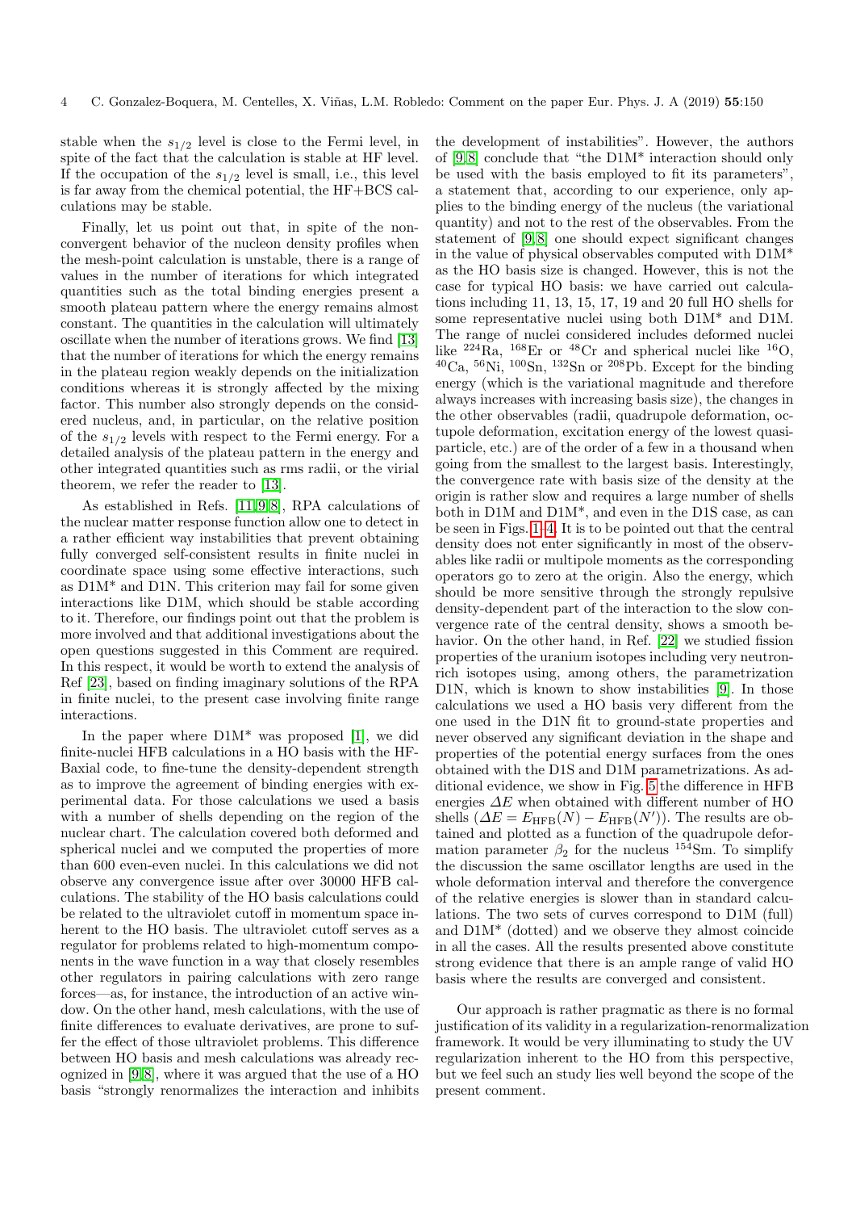stable when the $s_{1/2}$ level is close to the Fermi level, in spite of the fact that the calculation is stable at HF level. If the occupation of the $s_{1/2}$ level is small, i.e., this level is far away from the chemical potential, the HF+BCS calculations may be stable.

Finally, let us point out that, in spite of the nonconvergent behavior of the nucleon density profiles when the mesh-point calculation is unstable, there is a range of values in the number of iterations for which integrated quantities such as the total binding energies present a smooth plateau pattern where the energy remains almost constant. The quantities in the calculation will ultimately oscillate when the number of iterations grows. We find [13] that the number of iterations for which the energy remains in the plateau region weakly depends on the initialization conditions whereas it is strongly affected by the mixing factor. This number also strongly depends on the considered nucleus, and, in particular, on the relative position of the $s_{1/2}$ levels with respect to the Fermi energy. For a detailed analysis of the plateau pattern in the energy and other integrated quantities such as rms radii, or the virial theorem, we refer the reader to [13].

As established in Refs. [11,9,8], RPA calculations of the nuclear matter response function allow one to detect in a rather efficient way instabilities that prevent obtaining fully converged self-consistent results in finite nuclei in coordinate space using some effective interactions, such as D1M* and D1N. This criterion may fail for some given interactions like D1M, which should be stable according to it. Therefore, our findings point out that the problem is more involved and that additional investigations about the open questions suggested in this Comment are required. In this respect, it would be worth to extend the analysis of Ref [23], based on finding imaginary solutions of the RPA in finite nuclei, to the present case involving finite range interactions.

In the paper where D1M* was proposed [1], we did finite-nuclei HFB calculations in a HO basis with the HFBaxial code, to fine-tune the density-dependent strength as to improve the agreement of binding energies with experimental data. For those calculations we used a basis with a number of shells depending on the region of the nuclear chart. The calculation covered both deformed and spherical nuclei and we computed the properties of more than 600 even-even nuclei. In this calculations we did not observe any convergence issue after over 30000 HFB calculations. The stability of the HO basis calculations could be related to the ultraviolet cutoff in momentum space inherent to the HO basis. The ultraviolet cutoff serves as a regulator for problems related to high-momentum components in the wave function in a way that closely resembles other regulators in pairing calculations with zero range forces—as, for instance, the introduction of an active window. On the other hand, mesh calculations, with the use of finite differences to evaluate derivatives, are prone to suffer the effect of those ultraviolet problems. This difference between HO basis and mesh calculations was already recognized in [9,8], where it was argued that the use of a HO basis "strongly renormalizes the interaction and inhibits the development of instabilities". However, the authors of [9,8] conclude that "the D1M* interaction should only be used with the basis employed to fit its parameters", a statement that, according to our experience, only applies to the binding energy of the nucleus (the variational quantity) and not to the rest of the observables. From the statement of [9,8] one should expect significant changes in the value of physical observables computed with D1M* as the HO basis size is changed. However, this is not the case for typical HO basis: we have carried out calculations including 11, 13, 15, 17, 19 and 20 full HO shells for some representative nuclei using both D1M* and D1M. The range of nuclei considered includes deformed nuclei like $^{224}$Ra, $^{168}$Er or $^{48}$Cr and spherical nuclei like $^{16}$O, $^{40}$Ca, $^{56}$Ni, $^{100}$Sn, $^{132}$Sn or $^{208}$Pb. Except for the binding energy (which is the variational magnitude and therefore always increases with increasing basis size), the changes in the other observables (radii, quadrupole deformation, octupole deformation, excitation energy of the lowest quasiparticle, etc.) are of the order of a few in a thousand when going from the smallest to the largest basis. Interestingly, the convergence rate with basis size of the density at the origin is rather slow and requires a large number of shells both in D1M and D1M*, and even in the D1S case, as can be seen in Figs. 1–4. It is to be pointed out that the central density does not enter significantly in most of the observables like radii or multipole moments as the corresponding operators go to zero at the origin. Also the energy, which should be more sensitive through the strongly repulsive density-dependent part of the interaction to the slow convergence rate of the central density, shows a smooth behavior. On the other hand, in Ref. [22] we studied fission properties of the uranium isotopes including very neutron-rich isotopes using, among others, the parametrization D1N, which is known to show instabilities [9]. In those calculations we used a HO basis very different from the one used in the D1N fit to ground-state properties and never observed any significant deviation in the shape and properties of the potential energy surfaces from the ones obtained with the D1S and D1M parametrizations. As additional evidence, we show in Fig. 5 the difference in HFB energies $\Delta E$ when obtained with different number of HO shells ($\Delta E = E_{\mathrm{HFB}}(N) - E_{\mathrm{HFB}}(N')$). The results are obtained and plotted as a function of the quadrupole deformation parameter $\beta_2$ for the nucleus $^{154}$Sm. To simplify the discussion the same oscillator lengths are used in the whole deformation interval and therefore the convergence of the relative energies is slower than in standard calculations. The two sets of curves correspond to D1M (full) and D1M* (dotted) and we observe they almost coincide in all the cases. All the results presented above constitute strong evidence that there is an ample range of valid HO basis where the results are converged and consistent.

Our approach is rather pragmatic as there is no formal justification of its validity in a regularization-renormalization framework. It would be very illuminating to study the UV regularization inherent to the HO from this perspective, but we feel such an study lies well beyond the scope of the present comment.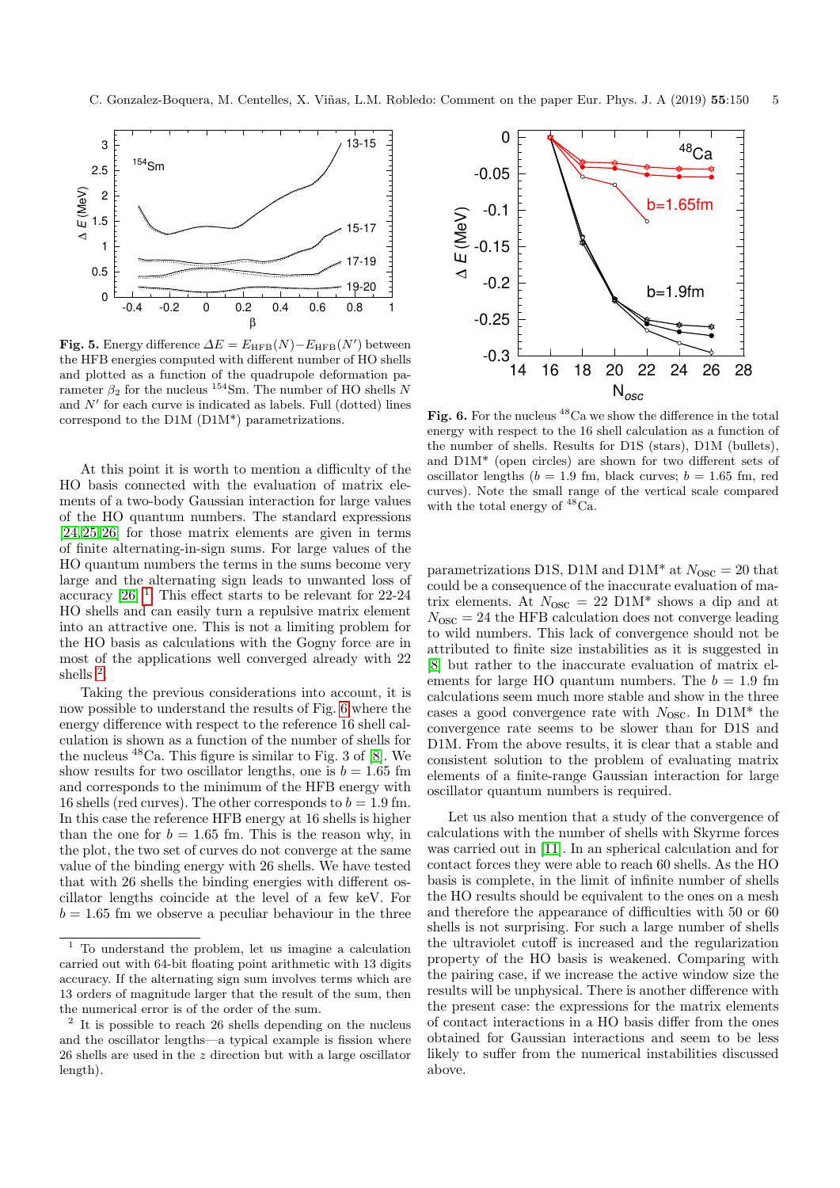**Fig. 5.** Energy difference $\Delta E = E_{\rm HFB}(N) - E_{\rm HFB}(N')$ between the HFB energies computed with different number of HO shells and plotted as a function of the quadrupole deformation parameter $\beta_2$ for the nucleus $^{154}$Sm. The number of HO shells $N$ and $N'$ for each curve is indicated as labels. Full (dotted) lines correspond to the D1M (D1M*) parametrizations.

**Fig. 6.** For the nucleus $^{48}$Ca we show the difference in the total energy with respect to the 16 shell calculation as a function of the number of shells. Results for D1S (stars), D1M (bullets), and D1M* (open circles) are shown for two different sets of oscillator lengths ($b = 1.9$ fm, black curves; $b = 1.65$ fm, red curves). Note the small range of the vertical scale compared with the total energy of $^{48}$Ca.

At this point it is worth to mention a difficulty of the HO basis connected with the evaluation of matrix elements of a two-body Gaussian interaction for large values of the HO quantum numbers. The standard expressions [24,25,26] for those matrix elements are given in terms of finite alternating-in-sign sums. For large values of the HO quantum numbers the terms in the sums become very large and the alternating sign leads to unwanted loss of accuracy [26] [1]. This effect starts to be relevant for 22-24 HO shells and can easily turn a repulsive matrix element into an attractive one. This is not a limiting problem for the HO basis as calculations with the Gogny force are in most of the applications well converged already with 22 shells [2].

Taking the previous considerations into account, it is now possible to understand the results of Fig. 6 where the energy difference with respect to the reference 16 shell calculation is shown as a function of the number of shells for the nucleus $^{48}$Ca. This figure is similar to Fig. 3 of [8]. We show results for two oscillator lengths, one is $b = 1.65$ fm and corresponds to the minimum of the HFB energy with 16 shells (red curves). The other corresponds to $b = 1.9$ fm. In this case the reference HFB energy at 16 shells is higher than the one for $b = 1.65$ fm. This is the reason why, in the plot, the two set of curves do not converge at the same value of the binding energy with 26 shells. We have tested that with 26 shells the binding energies with different oscillator lengths coincide at the level of a few keV. For $b = 1.65$ fm we observe a peculiar behaviour in the three parametrizations D1S, D1M and D1M* at $N_{\rm OSC} = 20$ that could be a consequence of the inaccurate evaluation of matrix elements. At $N_{\rm OSC} = 22$ D1M* shows a dip and at $N_{\rm OSC} = 24$ the HFB calculation does not converge leading to wild numbers. This lack of convergence should not be attributed to finite size instabilities as it is suggested in [8] but rather to the inaccurate evaluation of matrix elements for large HO quantum numbers. The $b = 1.9$ fm calculations seem much more stable and show in the three cases a good convergence rate with $N_{\rm OSC}$. In D1M* the convergence rate seems to be slower than for D1S and D1M. From the above results, it is clear that a stable and consistent solution to the problem of evaluating matrix elements of a finite-range Gaussian interaction for large oscillator quantum numbers is required.

Let us also mention that a study of the convergence of calculations with the number of shells with Skyrme forces was carried out in [11]. In an spherical calculation and for contact forces they were able to reach 60 shells. As the HO basis is complete, in the limit of infinite number of shells the HO results should be equivalent to the ones on a mesh and therefore the appearance of difficulties with 50 or 60 shells is not surprising. For such a large number of shells the ultraviolet cutoff is increased and the regularization property of the HO basis is weakened. Comparing with the pairing case, if we increase the active window size the results will be unphysical. There is another difference with the present case: the expressions for the matrix elements of contact interactions in a HO basis differ from the ones obtained for Gaussian interactions and seem to be less likely to suffer from the numerical instabilities discussed above.

---

[1] To understand the problem, let us imagine a calculation carried out with 64-bit floating point arithmetic with 13 digits accuracy. If the alternating sign sum involves terms which are 13 orders of magnitude larger that the result of the sum, then the numerical error is of the order of the sum.

[2] It is possible to reach 26 shells depending on the nucleus and the oscillator lengths—a typical example is fission where 26 shells are used in the $z$ direction but with a large oscillator length).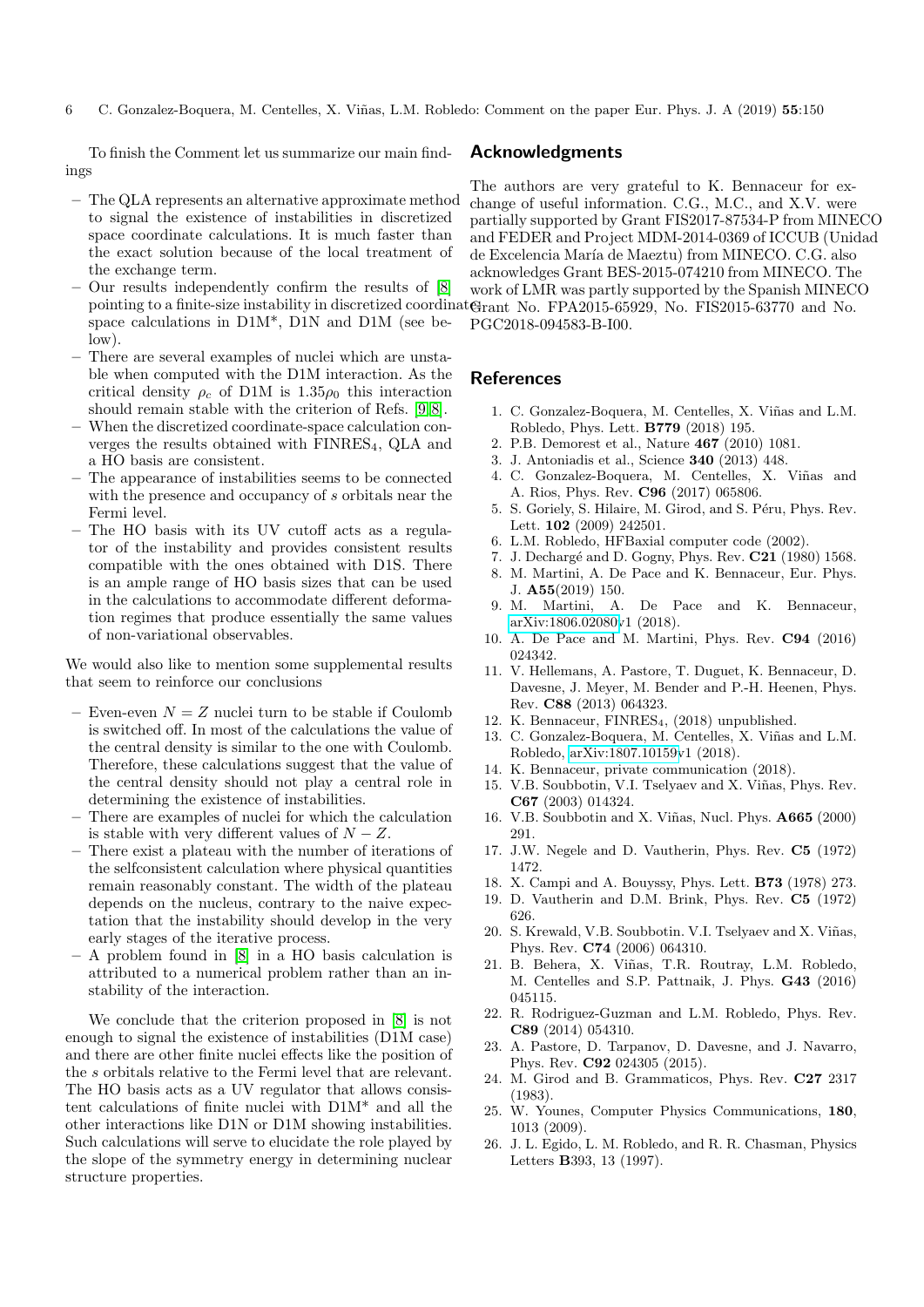To finish the Comment let us summarize our main findings

- The QLA represents an alternative approximate method to signal the existence of instabilities in discretized space coordinate calculations. It is much faster than the exact solution because of the local treatment of the exchange term.
- Our results independently confirm the results of [8] pointing to a finite-size instability in discretized coordinate space calculations in D1M*, D1N and D1M (see below).
- There are several examples of nuclei which are unstable when computed with the D1M interaction. As the critical density $\rho_c$ of D1M is $1.35\rho_0$ this interaction should remain stable with the criterion of Refs. [9,8].
- When the discretized coordinate-space calculation converges the results obtained with FINRES$_4$, QLA and a HO basis are consistent.
- The appearance of instabilities seems to be connected with the presence and occupancy of $s$ orbitals near the Fermi level.
- The HO basis with its UV cutoff acts as a regulator of the instability and provides consistent results compatible with the ones obtained with D1S. There is an ample range of HO basis sizes that can be used in the calculations to accommodate different deformation regimes that produce essentially the same values of non-variational observables.

We would also like to mention some supplemental results that seem to reinforce our conclusions

- Even-even $N = Z$ nuclei turn to be stable if Coulomb is switched off. In most of the calculations the value of the central density is similar to the one with Coulomb. Therefore, these calculations suggest that the value of the central density should not play a central role in determining the existence of instabilities.
- There are examples of nuclei for which the calculation is stable with very different values of $N - Z$.
- There exist a plateau with the number of iterations of the selfconsistent calculation where physical quantities remain reasonably constant. The width of the plateau depends on the nucleus, contrary to the naive expectation that the instability should develop in the very early stages of the iterative process.
- A problem found in [8] in a HO basis calculation is attributed to a numerical problem rather than an instability of the interaction.

We conclude that the criterion proposed in [8] is not enough to signal the existence of instabilities (D1M case) and there are other finite nuclei effects like the position of the $s$ orbitals relative to the Fermi level that are relevant. The HO basis acts as a UV regulator that allows consistent calculations of finite nuclei with D1M* and all the other interactions like D1N or D1M showing instabilities. Such calculations will serve to elucidate the role played by the slope of the symmetry energy in determining nuclear structure properties.

## Acknowledgments

The authors are very grateful to K. Bennaceur for exchange of useful information. C.G., M.C., and X.V. were partially supported by Grant FIS2017-87534-P from MINECO and FEDER and Project MDM-2014-0369 of ICCUB (Unidad de Excelencia María de Maeztu) from MINECO. C.G. also acknowledges Grant BES-2015-074210 from MINECO. The work of LMR was partly supported by the Spanish MINECO Grant No. FPA2015-65929, No. FIS2015-63770 and No. PGC2018-094583-B-I00.

## References

1. C. Gonzalez-Boquera, M. Centelles, X. Viñas and L.M. Robledo, Phys. Lett. **B779** (2018) 195.
2. P.B. Demorest et al., Nature **467** (2010) 1081.
3. J. Antoniadis et al., Science **340** (2013) 448.
4. C. Gonzalez-Boquera, M. Centelles, X. Viñas and A. Rios, Phys. Rev. **C96** (2017) 065806.
5. S. Goriely, S. Hilaire, M. Girod, and S. Péru, Phys. Rev. Lett. **102** (2009) 242501.
6. L.M. Robledo, HFBaxial computer code (2002).
7. J. Dechargé and D. Gogny, Phys. Rev. **C21** (1980) 1568.
8. M. Martini, A. De Pace and K. Bennaceur, Eur. Phys. J. **A55**(2019) 150.
9. M. Martini, A. De Pace and K. Bennaceur, arXiv:1806.02080v1 (2018).
10. A. De Pace and M. Martini, Phys. Rev. **C94** (2016) 024342.
11. V. Hellemans, A. Pastore, T. Duguet, K. Bennaceur, D. Davesne, J. Meyer, M. Bender and P.-H. Heenen, Phys. Rev. **C88** (2013) 064323.
12. K. Bennaceur, FINRES$_4$, (2018) unpublished.
13. C. Gonzalez-Boquera, M. Centelles, X. Viñas and L.M. Robledo, arXiv:1807.10159v1 (2018).
14. K. Bennaceur, private communication (2018).
15. V.B. Soubbotin, V.I. Tselyaev and X. Viñas, Phys. Rev. **C67** (2003) 014324.
16. V.B. Soubbotin and X. Viñas, Nucl. Phys. **A665** (2000) 291.
17. J.W. Negele and D. Vautherin, Phys. Rev. **C5** (1972) 1472.
18. X. Campi and A. Bouyssy, Phys. Lett. **B73** (1978) 273.
19. D. Vautherin and D.M. Brink, Phys. Rev. **C5** (1972) 626.
20. S. Krewald, V.B. Soubbotin. V.I. Tselyaev and X. Viñas, Phys. Rev. **C74** (2006) 064310.
21. B. Behera, X. Viñas, T.R. Routray, L.M. Robledo, M. Centelles and S.P. Pattnaik, J. Phys. **G43** (2016) 045115.
22. R. Rodriguez-Guzman and L.M. Robledo, Phys. Rev. **C89** (2014) 054310.
23. A. Pastore, D. Tarpanov, D. Davesne, and J. Navarro, Phys. Rev. **C92** 024305 (2015).
24. M. Girod and B. Grammaticos, Phys. Rev. **C27** 2317 (1983).
25. W. Younes, Computer Physics Communications, **180**, 1013 (2009).
26. J. L. Egido, L. M. Robledo, and R. R. Chasman, Physics Letters **B**393, 13 (1997).